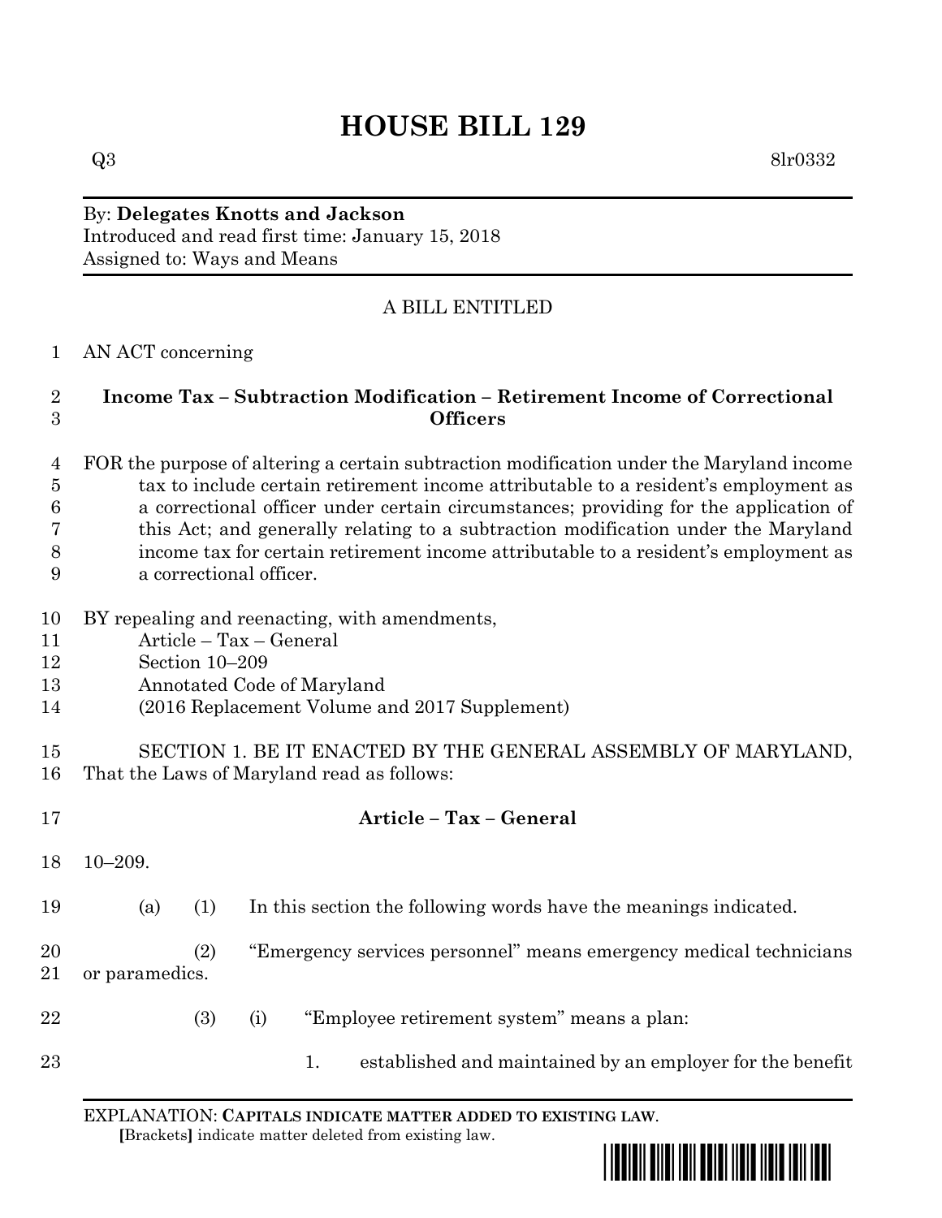# HOUSE BILL 129

Q3 8lr0332

By: **Delegates Knotts and Jackson**
Introduced and read first time: January 15, 2018
Assigned to: Ways and Means

A BILL ENTITLED

AN ACT concerning

**Income Tax – Subtraction Modification – Retirement Income of Correctional Officers**

FOR the purpose of altering a certain subtraction modification under the Maryland income tax to include certain retirement income attributable to a resident's employment as a correctional officer under certain circumstances; providing for the application of this Act; and generally relating to a subtraction modification under the Maryland income tax for certain retirement income attributable to a resident's employment as a correctional officer.

BY repealing and reenacting, with amendments,
Article – Tax – General
Section 10–209
Annotated Code of Maryland
(2016 Replacement Volume and 2017 Supplement)

SECTION 1. BE IT ENACTED BY THE GENERAL ASSEMBLY OF MARYLAND, That the Laws of Maryland read as follows:

**Article – Tax – General**

10–209.

(a) (1) In this section the following words have the meanings indicated.

(2) "Emergency services personnel" means emergency medical technicians or paramedics.

(3) (i) "Employee retirement system" means a plan:

1. established and maintained by an employer for the benefit

EXPLANATION: **CAPITALS INDICATE MATTER ADDED TO EXISTING LAW**.
**[**Brackets**]** indicate matter deleted from existing law.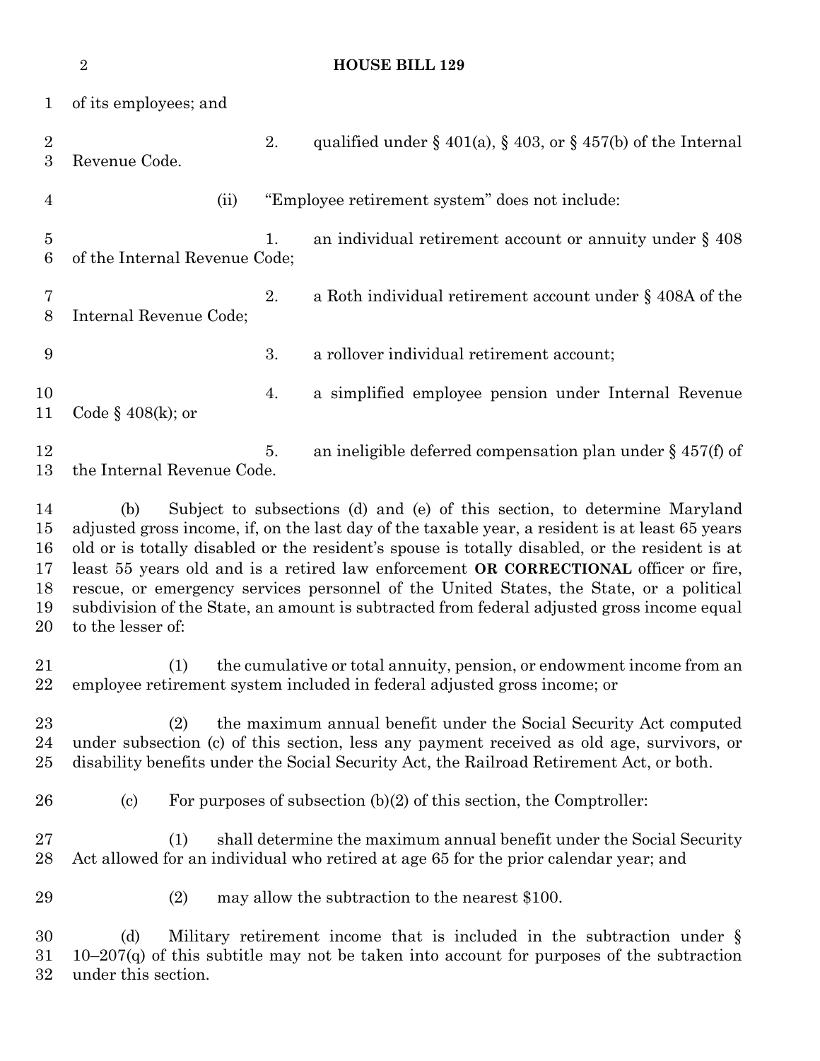of its employees; and

2. qualified under § 401(a), § 403, or § 457(b) of the Internal Revenue Code.

(ii) "Employee retirement system" does not include:

1. an individual retirement account or annuity under § 408 of the Internal Revenue Code;

2. a Roth individual retirement account under § 408A of the Internal Revenue Code;

3. a rollover individual retirement account;

4. a simplified employee pension under Internal Revenue Code § 408(k); or

5. an ineligible deferred compensation plan under § 457(f) of the Internal Revenue Code.

(b) Subject to subsections (d) and (e) of this section, to determine Maryland adjusted gross income, if, on the last day of the taxable year, a resident is at least 65 years old or is totally disabled or the resident's spouse is totally disabled, or the resident is at least 55 years old and is a retired law enforcement **OR CORRECTIONAL** officer or fire, rescue, or emergency services personnel of the United States, the State, or a political subdivision of the State, an amount is subtracted from federal adjusted gross income equal to the lesser of:

(1) the cumulative or total annuity, pension, or endowment income from an employee retirement system included in federal adjusted gross income; or

(2) the maximum annual benefit under the Social Security Act computed under subsection (c) of this section, less any payment received as old age, survivors, or disability benefits under the Social Security Act, the Railroad Retirement Act, or both.

(c) For purposes of subsection (b)(2) of this section, the Comptroller:

(1) shall determine the maximum annual benefit under the Social Security Act allowed for an individual who retired at age 65 for the prior calendar year; and

(2) may allow the subtraction to the nearest $100.

(d) Military retirement income that is included in the subtraction under § 10–207(q) of this subtitle may not be taken into account for purposes of the subtraction under this section.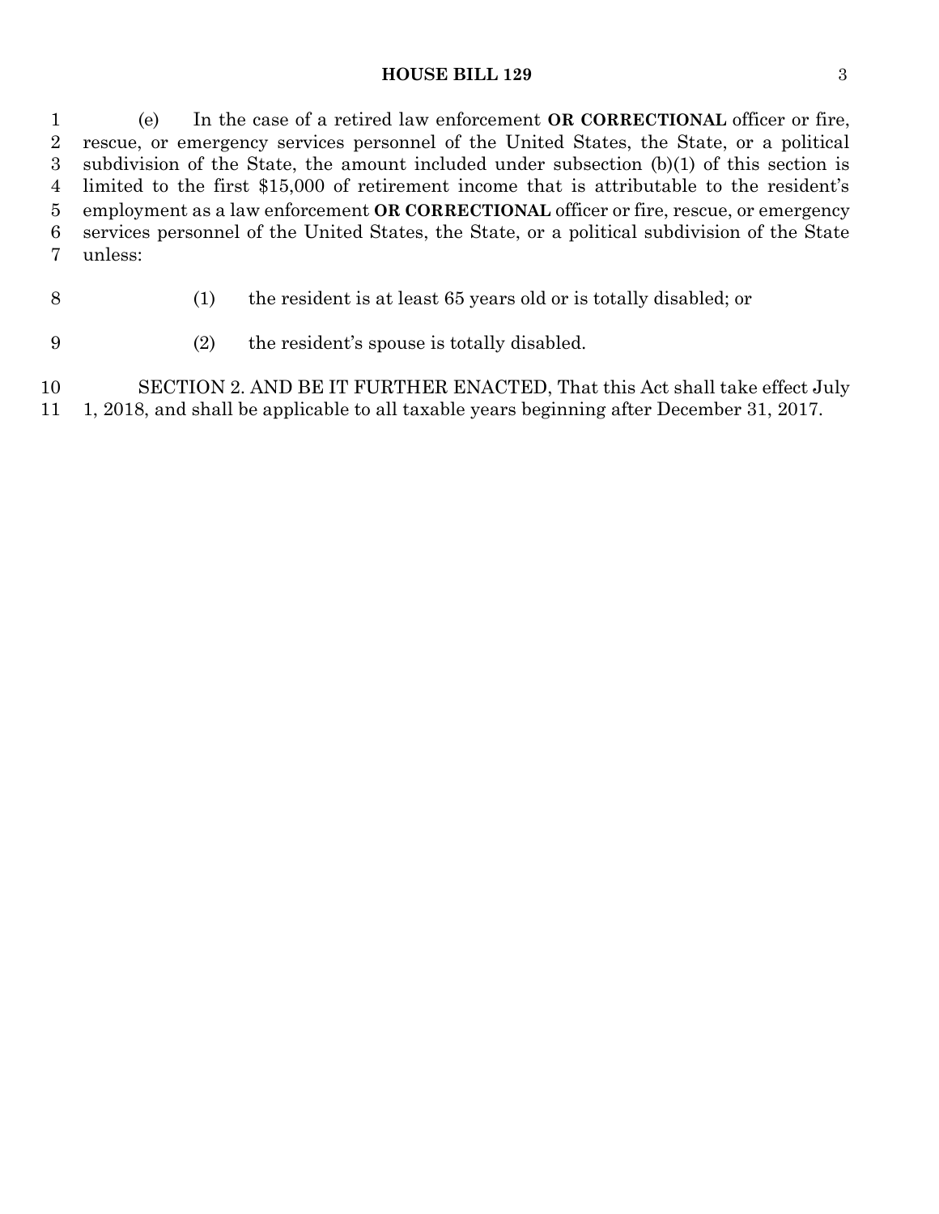(e) In the case of a retired law enforcement **OR CORRECTIONAL** officer or fire, rescue, or emergency services personnel of the United States, the State, or a political subdivision of the State, the amount included under subsection (b)(1) of this section is limited to the first $15,000 of retirement income that is attributable to the resident's employment as a law enforcement **OR CORRECTIONAL** officer or fire, rescue, or emergency services personnel of the United States, the State, or a political subdivision of the State unless:

(1) the resident is at least 65 years old or is totally disabled; or

(2) the resident's spouse is totally disabled.

SECTION 2. AND BE IT FURTHER ENACTED, That this Act shall take effect July 1, 2018, and shall be applicable to all taxable years beginning after December 31, 2017.